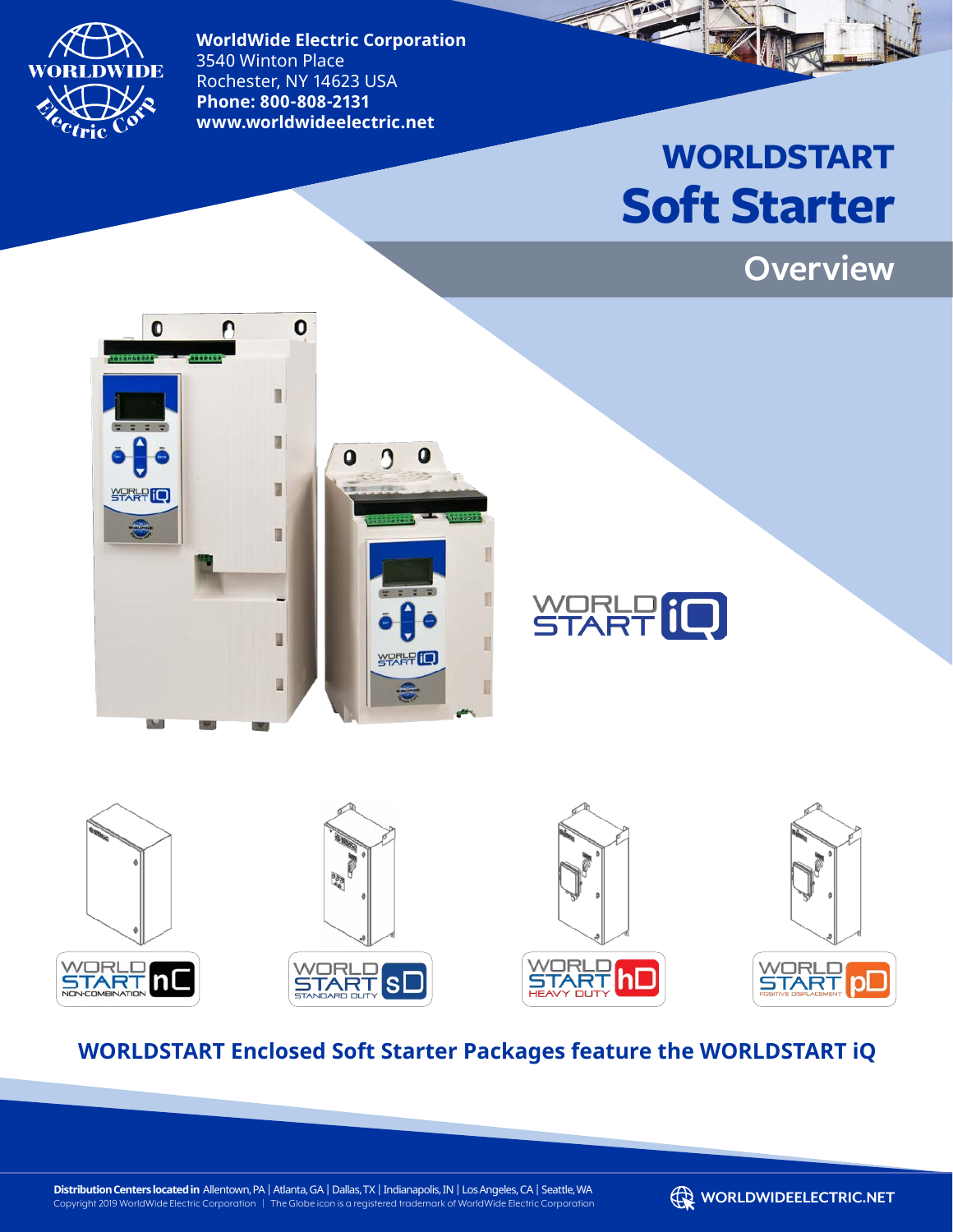**WorldWide Electric Corporation**
3540 Winton Place
Rochester, NY 14623 USA
**Phone: 800-808-2131**
**www.worldwideelectric.net**

# WORLDSTART Soft Starter

## Overview

WORLDSTART iQ

WORLDSTART nC NON-COMBINATION

WORLDSTART sD STANDARD DUTY

WORLDSTART hD HEAVY DUTY

WORLDSTART pD POSITIVE DISPLACEMENT

### WORLDSTART Enclosed Soft Starter Packages feature the WORLDSTART iQ

**Distribution Centers located in** Allentown, PA | Atlanta, GA | Dallas, TX | Indianapolis, IN | Los Angeles, CA | Seattle, WA
Copyright 2019 WorldWide Electric Corporation | The Globe icon is a registered trademark of WorldWide Electric Corporation

WORLDWIDEELECTRIC.NET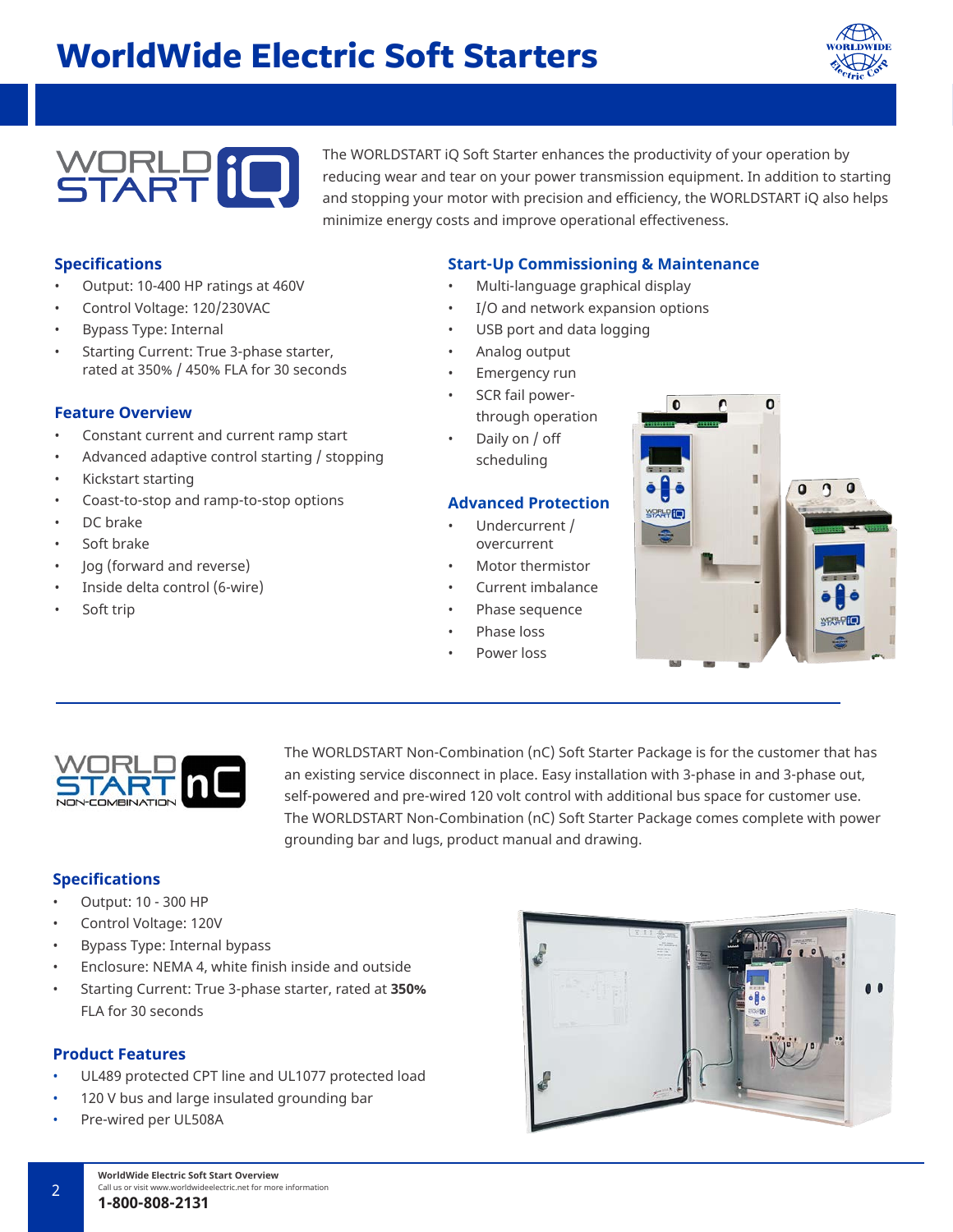# WorldWide Electric Soft Starters

WORLDSTART iQ

The WORLDSTART iQ Soft Starter enhances the productivity of your operation by reducing wear and tear on your power transmission equipment. In addition to starting and stopping your motor with precision and efficiency, the WORLDSTART iQ also helps minimize energy costs and improve operational effectiveness.

### Specifications

- Output: 10-400 HP ratings at 460V
- Control Voltage: 120/230VAC
- Bypass Type: Internal
- Starting Current: True 3-phase starter, rated at 350% / 450% FLA for 30 seconds

### Feature Overview

- Constant current and current ramp start
- Advanced adaptive control starting / stopping
- Kickstart starting
- Coast-to-stop and ramp-to-stop options
- DC brake
- Soft brake
- Jog (forward and reverse)
- Inside delta control (6-wire)
- Soft trip

### Start-Up Commissioning & Maintenance

- Multi-language graphical display
- I/O and network expansion options
- USB port and data logging
- Analog output
- Emergency run
- SCR fail power-through operation
- Daily on / off scheduling

### Advanced Protection

- Undercurrent / overcurrent
- Motor thermistor
- Current imbalance
- Phase sequence
- Phase loss
- Power loss

---

WORLDSTART nC NON-COMBINATION

The WORLDSTART Non-Combination (nC) Soft Starter Package is for the customer that has an existing service disconnect in place. Easy installation with 3-phase in and 3-phase out, self-powered and pre-wired 120 volt control with additional bus space for customer use. The WORLDSTART Non-Combination (nC) Soft Starter Package comes complete with power grounding bar and lugs, product manual and drawing.

### Specifications

- Output: 10 - 300 HP
- Control Voltage: 120V
- Bypass Type: Internal bypass
- Enclosure: NEMA 4, white finish inside and outside
- Starting Current: True 3-phase starter, rated at **350%** FLA for 30 seconds

### Product Features

- UL489 protected CPT line and UL1077 protected load
- 120 V bus and large insulated grounding bar
- Pre-wired per UL508A

**WorldWide Electric Soft Start Overview**
Call us or visit www.worldwideelectric.net for more information
**1-800-808-2131**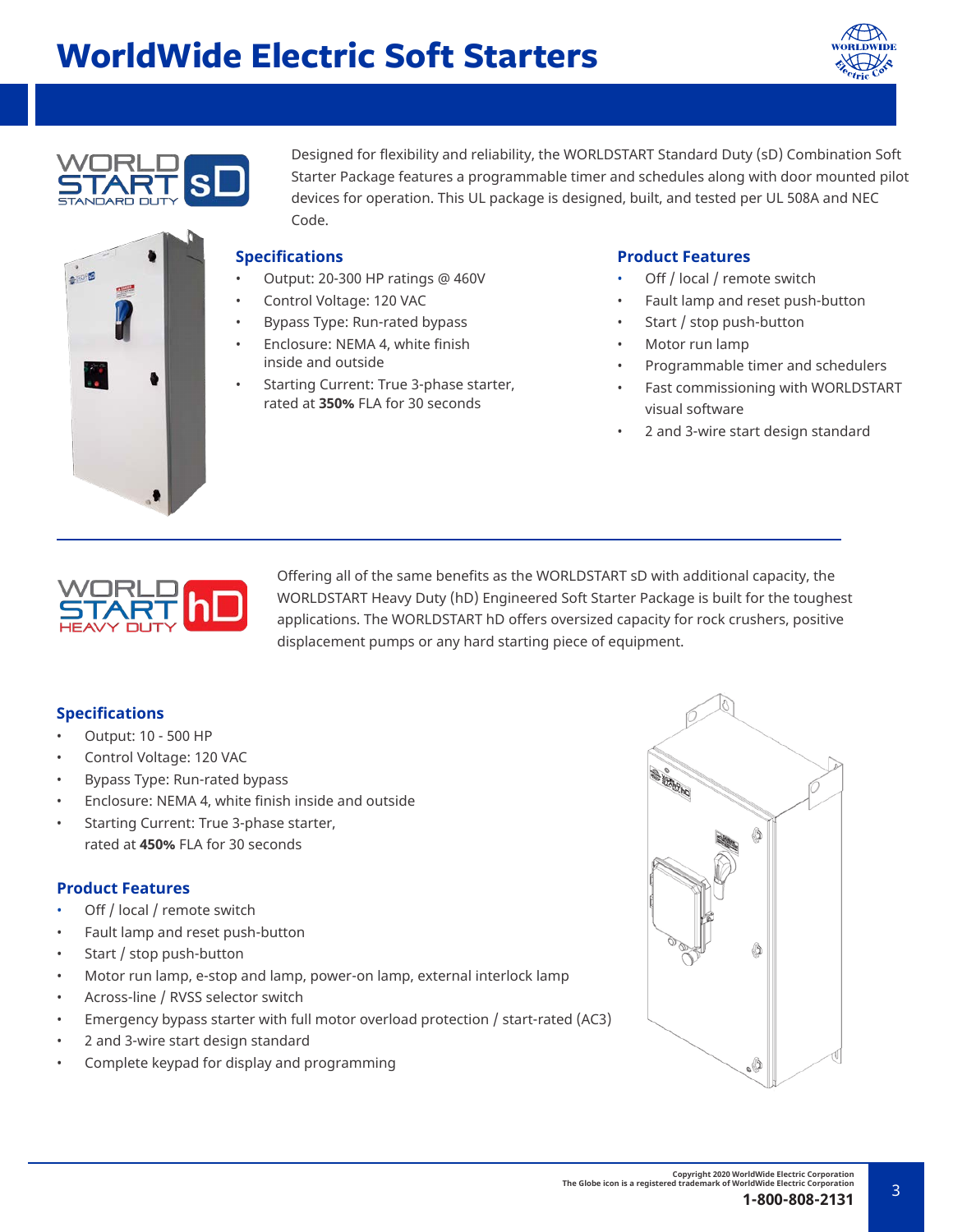# WorldWide Electric Soft Starters

WORLD START sD STANDARD DUTY

Designed for flexibility and reliability, the WORLDSTART Standard Duty (sD) Combination Soft Starter Package features a programmable timer and schedules along with door mounted pilot devices for operation. This UL package is designed, built, and tested per UL 508A and NEC Code.

## Specifications

- Output: 20-300 HP ratings @ 460V
- Control Voltage: 120 VAC
- Bypass Type: Run-rated bypass
- Enclosure: NEMA 4, white finish inside and outside
- Starting Current: True 3-phase starter, rated at **350%** FLA for 30 seconds

## Product Features

- Off / local / remote switch
- Fault lamp and reset push-button
- Start / stop push-button
- Motor run lamp
- Programmable timer and schedulers
- Fast commissioning with WORLDSTART visual software
- 2 and 3-wire start design standard

---

WORLD START hD HEAVY DUTY

Offering all of the same benefits as the WORLDSTART sD with additional capacity, the WORLDSTART Heavy Duty (hD) Engineered Soft Starter Package is built for the toughest applications. The WORLDSTART hD offers oversized capacity for rock crushers, positive displacement pumps or any hard starting piece of equipment.

## Specifications

- Output: 10 - 500 HP
- Control Voltage: 120 VAC
- Bypass Type: Run-rated bypass
- Enclosure: NEMA 4, white finish inside and outside
- Starting Current: True 3-phase starter, rated at **450%** FLA for 30 seconds

## Product Features

- Off / local / remote switch
- Fault lamp and reset push-button
- Start / stop push-button
- Motor run lamp, e-stop and lamp, power-on lamp, external interlock lamp
- Across-line / RVSS selector switch
- Emergency bypass starter with full motor overload protection / start-rated (AC3)
- 2 and 3-wire start design standard
- Complete keypad for display and programming

Copyright 2020 WorldWide Electric Corporation
The Globe icon is a registered trademark of WorldWide Electric Corporation
**1-800-808-2131**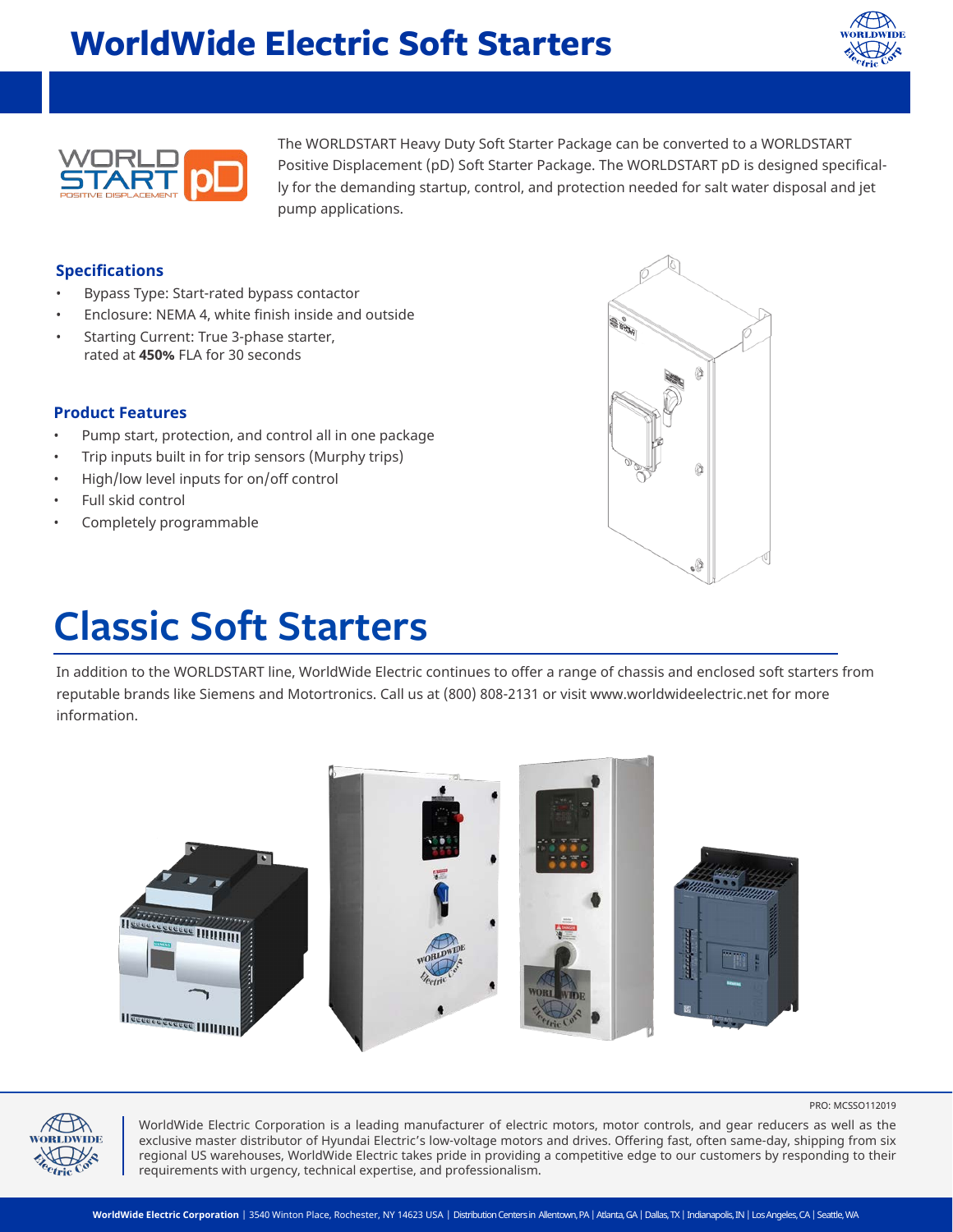# WorldWide Electric Soft Starters

The WORLDSTART Heavy Duty Soft Starter Package can be converted to a WORLDSTART Positive Displacement (pD) Soft Starter Package. The WORLDSTART pD is designed specifically for the demanding startup, control, and protection needed for salt water disposal and jet pump applications.

### Specifications

- Bypass Type: Start-rated bypass contactor
- Enclosure: NEMA 4, white finish inside and outside
- Starting Current: True 3-phase starter, rated at **450%** FLA for 30 seconds

### Product Features

- Pump start, protection, and control all in one package
- Trip inputs built in for trip sensors (Murphy trips)
- High/low level inputs for on/off control
- Full skid control
- Completely programmable

# Classic Soft Starters

In addition to the WORLDSTART line, WorldWide Electric continues to offer a range of chassis and enclosed soft starters from reputable brands like Siemens and Motortronics. Call us at (800) 808-2131 or visit www.worldwideelectric.net for more information.

PRO: MCSSO112019

WorldWide Electric Corporation is a leading manufacturer of electric motors, motor controls, and gear reducers as well as the exclusive master distributor of Hyundai Electric's low-voltage motors and drives. Offering fast, often same-day, shipping from six regional US warehouses, WorldWide Electric takes pride in providing a competitive edge to our customers by responding to their requirements with urgency, technical expertise, and professionalism.

**WorldWide Electric Corporation** | 3540 Winton Place, Rochester, NY 14623 USA | Distribution Centers in Allentown, PA | Atlanta, GA | Dallas, TX | Indianapolis, IN | Los Angeles, CA | Seattle, WA